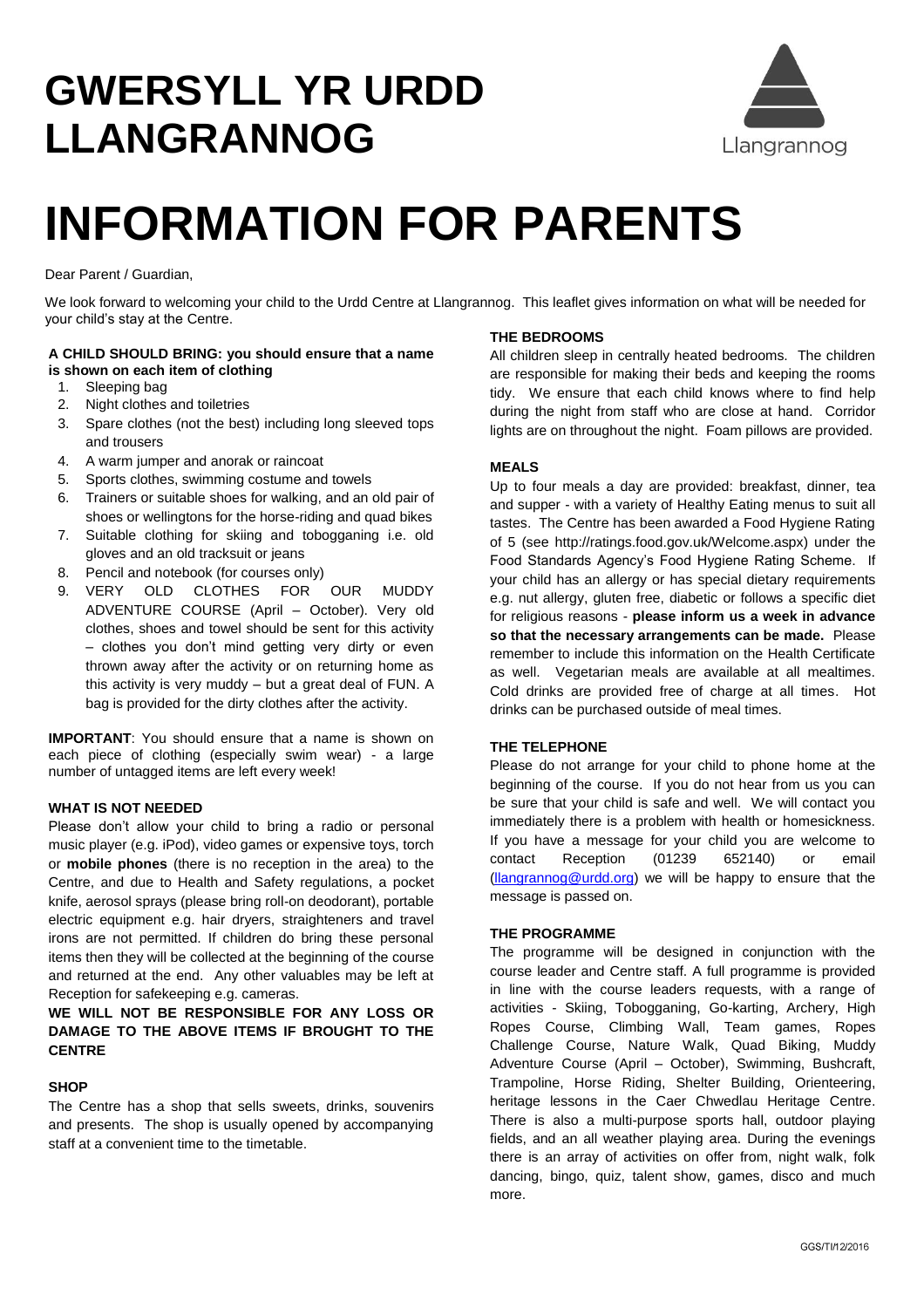# GWERSYLL YR URDD LLANGRANNOG

Llangrannog

# INFORMATION FOR PARENTS

Dear Parent / Guardian,

We look forward to welcoming your child to the Urdd Centre at Llangrannog. This leaflet gives information on what will be needed for your child's stay at the Centre.

**A CHILD SHOULD BRING: you should ensure that a name is shown on each item of clothing**

1. Sleeping bag
2. Night clothes and toiletries
3. Spare clothes (not the best) including long sleeved tops and trousers
4. A warm jumper and anorak or raincoat
5. Sports clothes, swimming costume and towels
6. Trainers or suitable shoes for walking, and an old pair of shoes or wellingtons for the horse-riding and quad bikes
7. Suitable clothing for skiing and tobogganing i.e. old gloves and an old tracksuit or jeans
8. Pencil and notebook (for courses only)
9. VERY OLD CLOTHES FOR OUR MUDDY ADVENTURE COURSE (April – October). Very old clothes, shoes and towel should be sent for this activity – clothes you don't mind getting very dirty or even thrown away after the activity or on returning home as this activity is very muddy – but a great deal of FUN. A bag is provided for the dirty clothes after the activity.

**IMPORTANT**: You should ensure that a name is shown on each piece of clothing (especially swim wear) - a large number of untagged items are left every week!

### WHAT IS NOT NEEDED

Please don't allow your child to bring a radio or personal music player (e.g. iPod), video games or expensive toys, torch or **mobile phones** (there is no reception in the area) to the Centre, and due to Health and Safety regulations, a pocket knife, aerosol sprays (please bring roll-on deodorant), portable electric equipment e.g. hair dryers, straighteners and travel irons are not permitted. If children do bring these personal items then they will be collected at the beginning of the course and returned at the end. Any other valuables may be left at Reception for safekeeping e.g. cameras.

**WE WILL NOT BE RESPONSIBLE FOR ANY LOSS OR DAMAGE TO THE ABOVE ITEMS IF BROUGHT TO THE CENTRE**

### SHOP

The Centre has a shop that sells sweets, drinks, souvenirs and presents. The shop is usually opened by accompanying staff at a convenient time to the timetable.

### THE BEDROOMS

All children sleep in centrally heated bedrooms. The children are responsible for making their beds and keeping the rooms tidy. We ensure that each child knows where to find help during the night from staff who are close at hand. Corridor lights are on throughout the night. Foam pillows are provided.

### MEALS

Up to four meals a day are provided: breakfast, dinner, tea and supper - with a variety of Healthy Eating menus to suit all tastes. The Centre has been awarded a Food Hygiene Rating of 5 (see http://ratings.food.gov.uk/Welcome.aspx) under the Food Standards Agency's Food Hygiene Rating Scheme. If your child has an allergy or has special dietary requirements e.g. nut allergy, gluten free, diabetic or follows a specific diet for religious reasons - **please inform us a week in advance so that the necessary arrangements can be made.** Please remember to include this information on the Health Certificate as well. Vegetarian meals are available at all mealtimes. Cold drinks are provided free of charge at all times. Hot drinks can be purchased outside of meal times.

### THE TELEPHONE

Please do not arrange for your child to phone home at the beginning of the course. If you do not hear from us you can be sure that your child is safe and well. We will contact you immediately there is a problem with health or homesickness. If you have a message for your child you are welcome to contact Reception (01239 652140) or email (llangrannog@urdd.org) we will be happy to ensure that the message is passed on.

### THE PROGRAMME

The programme will be designed in conjunction with the course leader and Centre staff. A full programme is provided in line with the course leaders requests, with a range of activities - Skiing, Tobogganing, Go-karting, Archery, High Ropes Course, Climbing Wall, Team games, Ropes Challenge Course, Nature Walk, Quad Biking, Muddy Adventure Course (April – October), Swimming, Bushcraft, Trampoline, Horse Riding, Shelter Building, Orienteering, heritage lessons in the Caer Chwedlau Heritage Centre. There is also a multi-purpose sports hall, outdoor playing fields, and an all weather playing area. During the evenings there is an array of activities on offer from, night walk, folk dancing, bingo, quiz, talent show, games, disco and much more.

GGS/TI/12/2016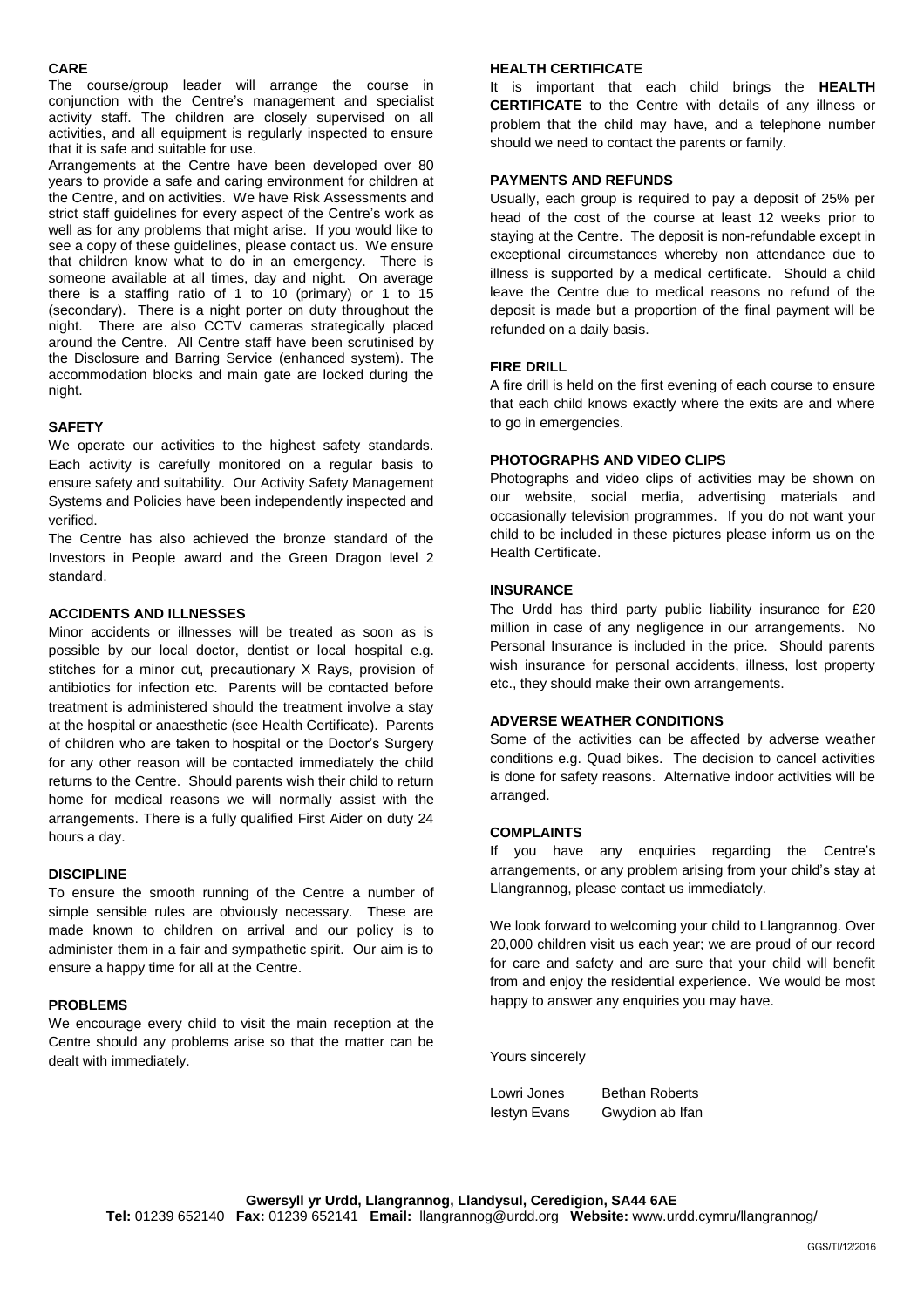## CARE

The course/group leader will arrange the course in conjunction with the Centre's management and specialist activity staff. The children are closely supervised on all activities, and all equipment is regularly inspected to ensure that it is safe and suitable for use.

Arrangements at the Centre have been developed over 80 years to provide a safe and caring environment for children at the Centre, and on activities. We have Risk Assessments and strict staff guidelines for every aspect of the Centre's work as well as for any problems that might arise. If you would like to see a copy of these guidelines, please contact us. We ensure that children know what to do in an emergency. There is someone available at all times, day and night. On average there is a staffing ratio of 1 to 10 (primary) or 1 to 15 (secondary). There is a night porter on duty throughout the night. There are also CCTV cameras strategically placed around the Centre. All Centre staff have been scrutinised by the Disclosure and Barring Service (enhanced system). The accommodation blocks and main gate are locked during the night.

## SAFETY

We operate our activities to the highest safety standards. Each activity is carefully monitored on a regular basis to ensure safety and suitability. Our Activity Safety Management Systems and Policies have been independently inspected and verified.

The Centre has also achieved the bronze standard of the Investors in People award and the Green Dragon level 2 standard.

## ACCIDENTS AND ILLNESSES

Minor accidents or illnesses will be treated as soon as is possible by our local doctor, dentist or local hospital e.g. stitches for a minor cut, precautionary X Rays, provision of antibiotics for infection etc. Parents will be contacted before treatment is administered should the treatment involve a stay at the hospital or anaesthetic (see Health Certificate). Parents of children who are taken to hospital or the Doctor's Surgery for any other reason will be contacted immediately the child returns to the Centre. Should parents wish their child to return home for medical reasons we will normally assist with the arrangements. There is a fully qualified First Aider on duty 24 hours a day.

## DISCIPLINE

To ensure the smooth running of the Centre a number of simple sensible rules are obviously necessary. These are made known to children on arrival and our policy is to administer them in a fair and sympathetic spirit. Our aim is to ensure a happy time for all at the Centre.

## PROBLEMS

We encourage every child to visit the main reception at the Centre should any problems arise so that the matter can be dealt with immediately.

## HEALTH CERTIFICATE

It is important that each child brings the **HEALTH CERTIFICATE** to the Centre with details of any illness or problem that the child may have, and a telephone number should we need to contact the parents or family.

## PAYMENTS AND REFUNDS

Usually, each group is required to pay a deposit of 25% per head of the cost of the course at least 12 weeks prior to staying at the Centre. The deposit is non-refundable except in exceptional circumstances whereby non attendance due to illness is supported by a medical certificate. Should a child leave the Centre due to medical reasons no refund of the deposit is made but a proportion of the final payment will be refunded on a daily basis.

## FIRE DRILL

A fire drill is held on the first evening of each course to ensure that each child knows exactly where the exits are and where to go in emergencies.

## PHOTOGRAPHS AND VIDEO CLIPS

Photographs and video clips of activities may be shown on our website, social media, advertising materials and occasionally television programmes. If you do not want your child to be included in these pictures please inform us on the Health Certificate.

## INSURANCE

The Urdd has third party public liability insurance for £20 million in case of any negligence in our arrangements. No Personal Insurance is included in the price. Should parents wish insurance for personal accidents, illness, lost property etc., they should make their own arrangements.

## ADVERSE WEATHER CONDITIONS

Some of the activities can be affected by adverse weather conditions e.g. Quad bikes. The decision to cancel activities is done for safety reasons. Alternative indoor activities will be arranged.

## COMPLAINTS

If you have any enquiries regarding the Centre's arrangements, or any problem arising from your child's stay at Llangrannog, please contact us immediately.

We look forward to welcoming your child to Llangrannog. Over 20,000 children visit us each year; we are proud of our record for care and safety and are sure that your child will benefit from and enjoy the residential experience. We would be most happy to answer any enquiries you may have.

Yours sincerely

Lowri Jones Bethan Roberts
Iestyn Evans Gwydion ab Ifan

**Gwersyll yr Urdd, Llangrannog, Llandysul, Ceredigion, SA44 6AE**
**Tel:** 01239 652140 **Fax:** 01239 652141 **Email:** llangrannog@urdd.org **Website:** www.urdd.cymru/llangrannog/

GGS/TI/12/2016